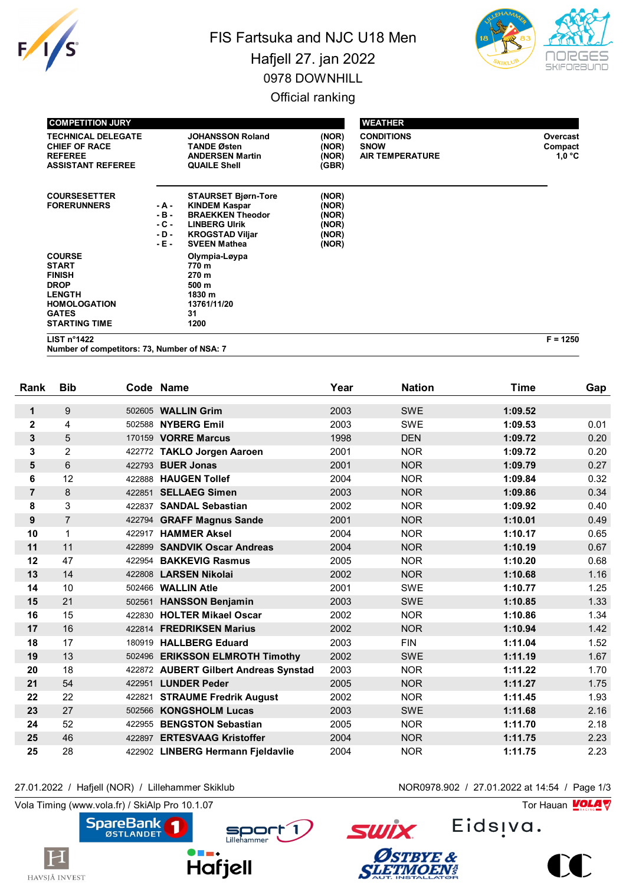# FIS Fartsuka and NJC U18 Men

## Hafjell 27. jan 2022

## 0978 DOWNHILL

## Official ranking

| COMPETITION JURY | | | |
|---|---|---|---|
| TECHNICAL DELEGATE | | JOHANSSON Roland | (NOR) |
| CHIEF OF RACE | | TANDE Østen | (NOR) |
| REFEREE | | ANDERSEN Martin | (NOR) |
| ASSISTANT REFEREE | | QUAILE Shell | (GBR) |
| COURSESETTER | | STAURSET Bjørn-Tore | (NOR) |
| FORERUNNERS | - A - | KINDEM Kaspar | (NOR) |
| | - B - | BRAEKKEN Theodor | (NOR) |
| | - C - | LINBERG Ulrik | (NOR) |
| | - D - | KROGSTAD Viljar | (NOR) |
| | - E - | SVEEN Mathea | (NOR) |
| COURSE | | Olympia-Løypa | |
| START | | 770 m | |
| FINISH | | 270 m | |
| DROP | | 500 m | |
| LENGTH | | 1830 m | |
| HOMOLOGATION | | 13761/11/20 | |
| GATES | | 31 | |
| STARTING TIME | | 1200 | |

| WEATHER | |
|---|---|
| CONDITIONS | Overcast |
| SNOW | Compact |
| AIR TEMPERATURE | 1,0 °C |

LIST n°1422 F = 1250

Number of competitors: 73, Number of NSA: 7

| Rank | Bib | Code | Name | Year | Nation | Time | Gap |
|---|---|---|---|---|---|---|---|
| 1 | 9 | 502605 | WALLIN Grim | 2003 | SWE | 1:09.52 | |
| 2 | 4 | 502588 | NYBERG Emil | 2003 | SWE | 1:09.53 | 0.01 |
| 3 | 5 | 170159 | VORRE Marcus | 1998 | DEN | 1:09.72 | 0.20 |
| 3 | 2 | 422772 | TAKLO Jorgen Aaroen | 2001 | NOR | 1:09.72 | 0.20 |
| 5 | 6 | 422793 | BUER Jonas | 2001 | NOR | 1:09.79 | 0.27 |
| 6 | 12 | 422888 | HAUGEN Tollef | 2004 | NOR | 1:09.84 | 0.32 |
| 7 | 8 | 422851 | SELLAEG Simen | 2003 | NOR | 1:09.86 | 0.34 |
| 8 | 3 | 422837 | SANDAL Sebastian | 2002 | NOR | 1:09.92 | 0.40 |
| 9 | 7 | 422794 | GRAFF Magnus Sande | 2001 | NOR | 1:10.01 | 0.49 |
| 10 | 1 | 422917 | HAMMER Aksel | 2004 | NOR | 1:10.17 | 0.65 |
| 11 | 11 | 422899 | SANDVIK Oscar Andreas | 2004 | NOR | 1:10.19 | 0.67 |
| 12 | 47 | 422954 | BAKKEVIG Rasmus | 2005 | NOR | 1:10.20 | 0.68 |
| 13 | 14 | 422808 | LARSEN Nikolai | 2002 | NOR | 1:10.68 | 1.16 |
| 14 | 10 | 502466 | WALLIN Atle | 2001 | SWE | 1:10.77 | 1.25 |
| 15 | 21 | 502561 | HANSSON Benjamin | 2003 | SWE | 1:10.85 | 1.33 |
| 16 | 15 | 422830 | HOLTER Mikael Oscar | 2002 | NOR | 1:10.86 | 1.34 |
| 17 | 16 | 422814 | FREDRIKSEN Marius | 2002 | NOR | 1:10.94 | 1.42 |
| 18 | 17 | 180919 | HALLBERG Eduard | 2003 | FIN | 1:11.04 | 1.52 |
| 19 | 13 | 502496 | ERIKSSON ELMROTH Timothy | 2002 | SWE | 1:11.19 | 1.67 |
| 20 | 18 | 422872 | AUBERT Gilbert Andreas Synstad | 2003 | NOR | 1:11.22 | 1.70 |
| 21 | 54 | 422951 | LUNDER Peder | 2005 | NOR | 1:11.27 | 1.75 |
| 22 | 22 | 422821 | STRAUME Fredrik August | 2002 | NOR | 1:11.45 | 1.93 |
| 23 | 27 | 502566 | KONGSHOLM Lucas | 2003 | SWE | 1:11.68 | 2.16 |
| 24 | 52 | 422955 | BENGSTON Sebastian | 2005 | NOR | 1:11.70 | 2.18 |
| 25 | 46 | 422897 | ERTESVAAG Kristoffer | 2004 | NOR | 1:11.75 | 2.23 |
| 25 | 28 | 422902 | LINBERG Hermann Fjeldavlie | 2004 | NOR | 1:11.75 | 2.23 |

27.01.2022 / Hafjell (NOR) / Lillehammer Skiklub NOR0978.902 / 27.01.2022 at 14:54

Vola Timing (www.vola.fr) / SkiAlp Pro 10.1.07 Tor Hauan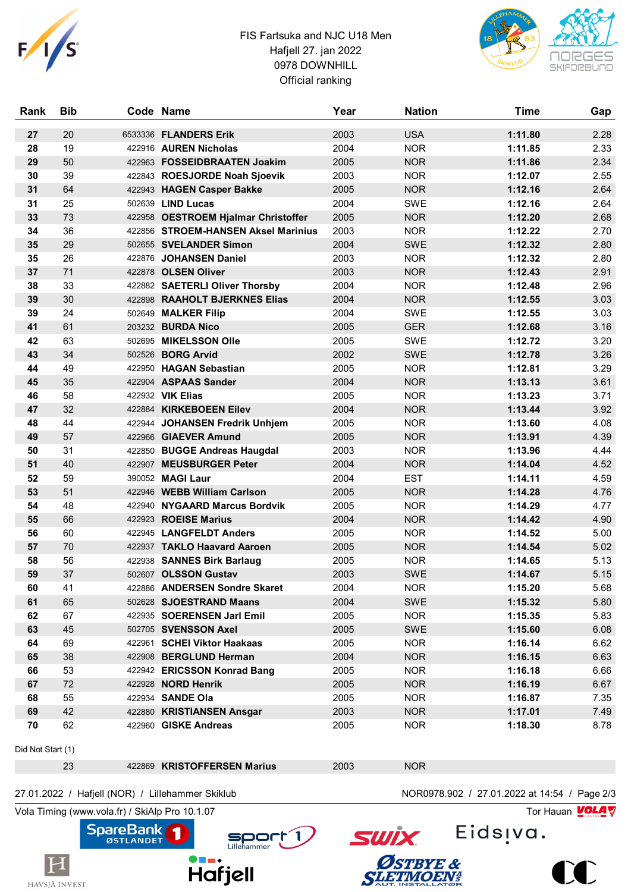FIS Fartsuka and NJC U18 Men
Hafjell 27. jan 2022
0978 DOWNHILL
Official ranking

| Rank | Bib | Code | Name | Year | Nation | Time | Gap |
|---|---|---|---|---|---|---|---|
| 27 | 20 | 6533336 | FLANDERS Erik | 2003 | USA | 1:11.80 | 2.28 |
| 28 | 19 | 422916 | AUREN Nicholas | 2004 | NOR | 1:11.85 | 2.33 |
| 29 | 50 | 422963 | FOSSEIDBRAATEN Joakim | 2005 | NOR | 1:11.86 | 2.34 |
| 30 | 39 | 422843 | ROESJORDE Noah Sjoevik | 2003 | NOR | 1:12.07 | 2.55 |
| 31 | 64 | 422943 | HAGEN Casper Bakke | 2005 | NOR | 1:12.16 | 2.64 |
| 31 | 25 | 502639 | LIND Lucas | 2004 | SWE | 1:12.16 | 2.64 |
| 33 | 73 | 422958 | OESTROEM Hjalmar Christoffer | 2005 | NOR | 1:12.20 | 2.68 |
| 34 | 36 | 422856 | STROEM-HANSEN Aksel Marinius | 2003 | NOR | 1:12.22 | 2.70 |
| 35 | 29 | 502655 | SVELANDER Simon | 2004 | SWE | 1:12.32 | 2.80 |
| 35 | 26 | 422876 | JOHANSEN Daniel | 2003 | NOR | 1:12.32 | 2.80 |
| 37 | 71 | 422878 | OLSEN Oliver | 2003 | NOR | 1:12.43 | 2.91 |
| 38 | 33 | 422882 | SAETERLI Oliver Thorsby | 2004 | NOR | 1:12.48 | 2.96 |
| 39 | 30 | 422898 | RAAHOLT BJERKNES Elias | 2004 | NOR | 1:12.55 | 3.03 |
| 39 | 24 | 502649 | MALKER Filip | 2004 | SWE | 1:12.55 | 3.03 |
| 41 | 61 | 203232 | BURDA Nico | 2005 | GER | 1:12.68 | 3.16 |
| 42 | 63 | 502695 | MIKELSSON Olle | 2005 | SWE | 1:12.72 | 3.20 |
| 43 | 34 | 502526 | BORG Arvid | 2002 | SWE | 1:12.78 | 3.26 |
| 44 | 49 | 422950 | HAGAN Sebastian | 2005 | NOR | 1:12.81 | 3.29 |
| 45 | 35 | 422904 | ASPAAS Sander | 2004 | NOR | 1:13.13 | 3.61 |
| 46 | 58 | 422932 | VIK Elias | 2005 | NOR | 1:13.23 | 3.71 |
| 47 | 32 | 422884 | KIRKEBOEEN Eilev | 2004 | NOR | 1:13.44 | 3.92 |
| 48 | 44 | 422944 | JOHANSEN Fredrik Unhjem | 2005 | NOR | 1:13.60 | 4.08 |
| 49 | 57 | 422966 | GIAEVER Amund | 2005 | NOR | 1:13.91 | 4.39 |
| 50 | 31 | 422850 | BUGGE Andreas Haugdal | 2003 | NOR | 1:13.96 | 4.44 |
| 51 | 40 | 422907 | MEUSBURGER Peter | 2004 | NOR | 1:14.04 | 4.52 |
| 52 | 59 | 390052 | MAGI Laur | 2004 | EST | 1:14.11 | 4.59 |
| 53 | 51 | 422946 | WEBB William Carlson | 2005 | NOR | 1:14.28 | 4.76 |
| 54 | 48 | 422940 | NYGAARD Marcus Bordvik | 2005 | NOR | 1:14.29 | 4.77 |
| 55 | 66 | 422923 | ROEISE Marius | 2004 | NOR | 1:14.42 | 4.90 |
| 56 | 60 | 422945 | LANGFELDT Anders | 2005 | NOR | 1:14.52 | 5.00 |
| 57 | 70 | 422937 | TAKLO Haavard Aaroen | 2005 | NOR | 1:14.54 | 5.02 |
| 58 | 56 | 422938 | SANNES Birk Barlaug | 2005 | NOR | 1:14.65 | 5.13 |
| 59 | 37 | 502607 | OLSSON Gustav | 2003 | SWE | 1:14.67 | 5.15 |
| 60 | 41 | 422886 | ANDERSEN Sondre Skaret | 2004 | NOR | 1:15.20 | 5.68 |
| 61 | 65 | 502628 | SJOESTRAND Maans | 2004 | SWE | 1:15.32 | 5.80 |
| 62 | 67 | 422935 | SOERENSEN Jarl Emil | 2005 | NOR | 1:15.35 | 5.83 |
| 63 | 45 | 502705 | SVENSSON Axel | 2005 | SWE | 1:15.60 | 6.08 |
| 64 | 69 | 422961 | SCHEI Viktor Haakaas | 2005 | NOR | 1:16.14 | 6.62 |
| 65 | 38 | 422908 | BERGLUND Herman | 2004 | NOR | 1:16.15 | 6.63 |
| 66 | 53 | 422942 | ERICSSON Konrad Bang | 2005 | NOR | 1:16.18 | 6.66 |
| 67 | 72 | 422928 | NORD Henrik | 2005 | NOR | 1:16.19 | 6.67 |
| 68 | 55 | 422934 | SANDE Ola | 2005 | NOR | 1:16.87 | 7.35 |
| 69 | 42 | 422880 | KRISTIANSEN Ansgar | 2003 | NOR | 1:17.01 | 7.49 |
| 70 | 62 | 422960 | GISKE Andreas | 2005 | NOR | 1:18.30 | 8.78 |

Did Not Start (1)

| Rank | Bib | Code | Name | Year | Nation | Time | Gap |
|---|---|---|---|---|---|---|---|
| | 23 | 422869 | KRISTOFFERSEN Marius | 2003 | NOR | | |

27.01.2022 / Hafjell (NOR) / Lillehammer Skiklub — NOR0978.902 / 27.01.2022 at 14:54

Vola Timing (www.vola.fr) / SkiAlp Pro 10.1.07 — Tor Hauan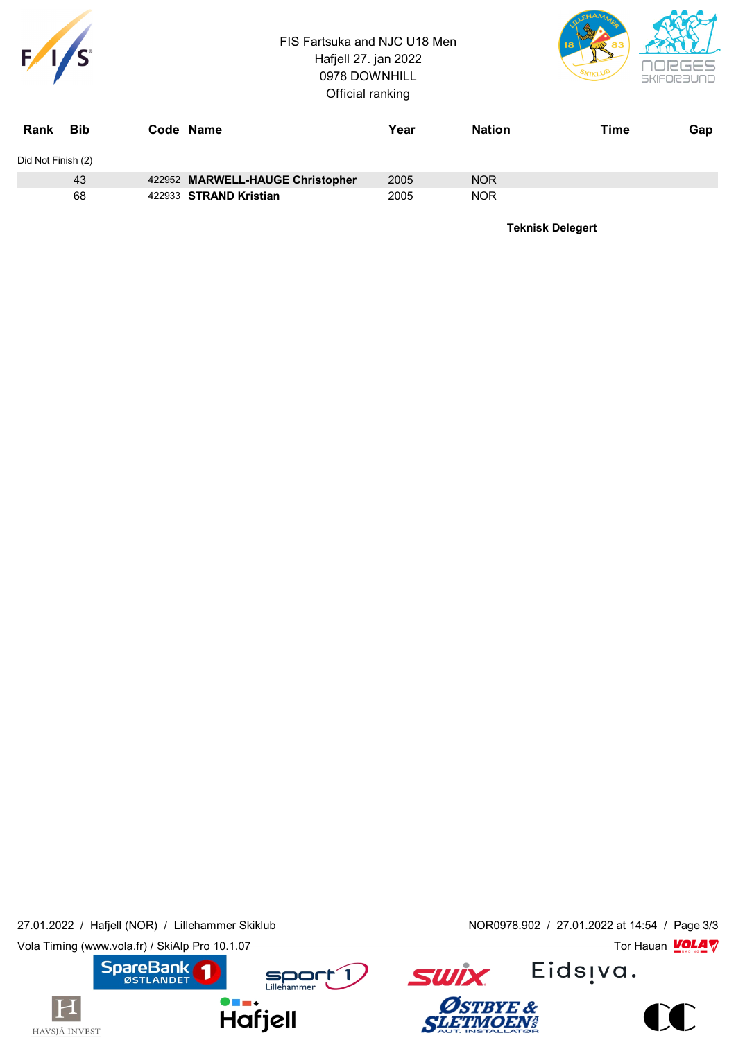FIS Fartsuka and NJC U18 Men
Hafjell 27. jan 2022
0978 DOWNHILL
Official ranking

| Rank | Bib | Code | Name | Year | Nation | Time | Gap |
|---|---|---|---|---|---|---|---|
| Did Not Finish (2) | | | | | | | |
| | 43 | 422952 | **MARWELL-HAUGE Christopher** | 2005 | NOR | | |
| | 68 | 422933 | **STRAND Kristian** | 2005 | NOR | | |

**Teknisk Delegert**

27.01.2022 / Hafjell (NOR) / Lillehammer Skiklub

NOR0978.902 / 27.01.2022 at 14:54

Vola Timing (www.vola.fr) / SkiAlp Pro 10.1.07

Tor Hauan